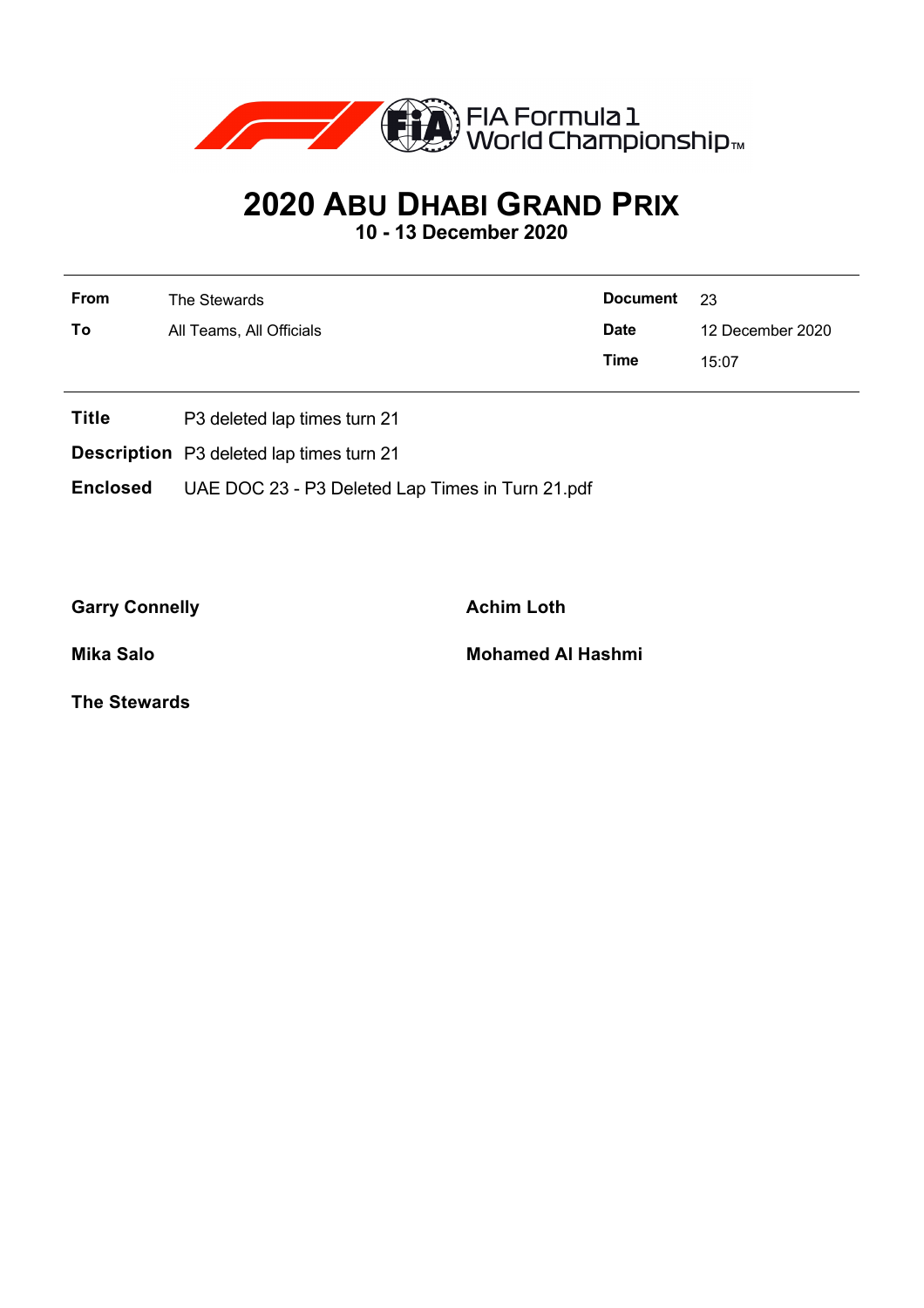# 2020 ABU DHABI GRAND PRIX

**10 - 13 December 2020**

| | | | |
|---|---|---|---|
| **From** | The Stewards | **Document** | 23 |
| **To** | All Teams, All Officials | **Date** | 12 December 2020 |
| | | **Time** | 15:07 |

**Title** P3 deleted lap times turn 21

**Description** P3 deleted lap times turn 21

**Enclosed** UAE DOC 23 - P3 Deleted Lap Times in Turn 21.pdf

**Garry Connelly**

**Achim Loth**

**Mika Salo**

**Mohamed Al Hashmi**

**The Stewards**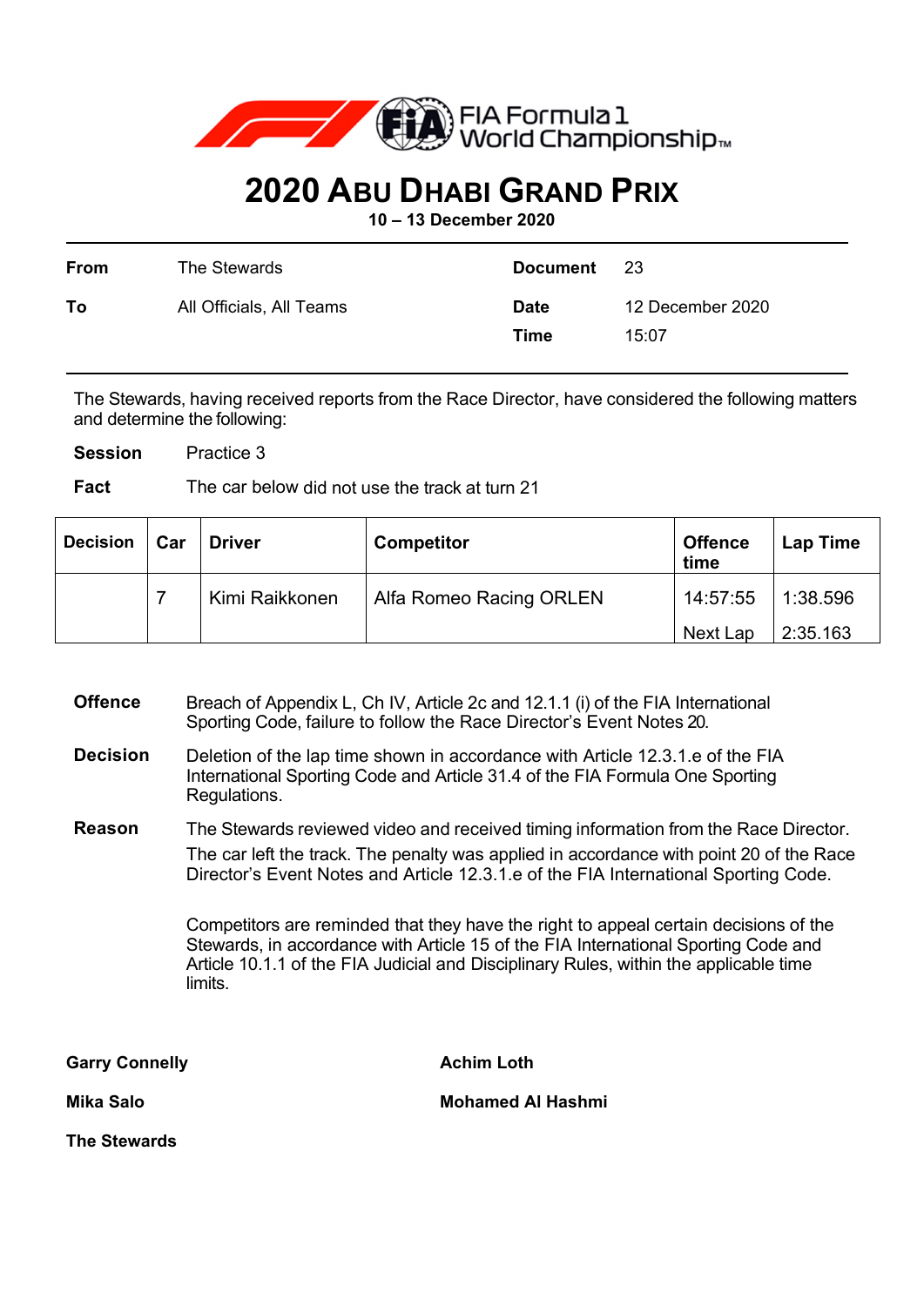FIA Formula 1 World Championship™

# 2020 Abu Dhabi Grand Prix

**10 – 13 December 2020**

| | | | |
|---|---|---|---|
| **From** | The Stewards | **Document** | 23 |
| **To** | All Officials, All Teams | **Date** | 12 December 2020 |
| | | **Time** | 15:07 |

The Stewards, having received reports from the Race Director, have considered the following matters and determine the following:

**Session** Practice 3

**Fact** The car below did not use the track at turn 21

| Decision | Car | Driver | Competitor | Offence time | Lap Time |
|---|---|---|---|---|---|
| | 7 | Kimi Raikkonen | Alfa Romeo Racing ORLEN | 14:57:55 | 1:38.596 |
| | | | | Next Lap | 2:35.163 |

**Offence** Breach of Appendix L, Ch IV, Article 2c and 12.1.1 (i) of the FIA International Sporting Code, failure to follow the Race Director's Event Notes 20.

**Decision** Deletion of the lap time shown in accordance with Article 12.3.1.e of the FIA International Sporting Code and Article 31.4 of the FIA Formula One Sporting Regulations.

**Reason** The Stewards reviewed video and received timing information from the Race Director.

The car left the track. The penalty was applied in accordance with point 20 of the Race Director's Event Notes and Article 12.3.1.e of the FIA International Sporting Code.

Competitors are reminded that they have the right to appeal certain decisions of the Stewards, in accordance with Article 15 of the FIA International Sporting Code and Article 10.1.1 of the FIA Judicial and Disciplinary Rules, within the applicable time limits.

**Garry Connelly** **Achim Loth**

**Mika Salo** **Mohamed Al Hashmi**

**The Stewards**